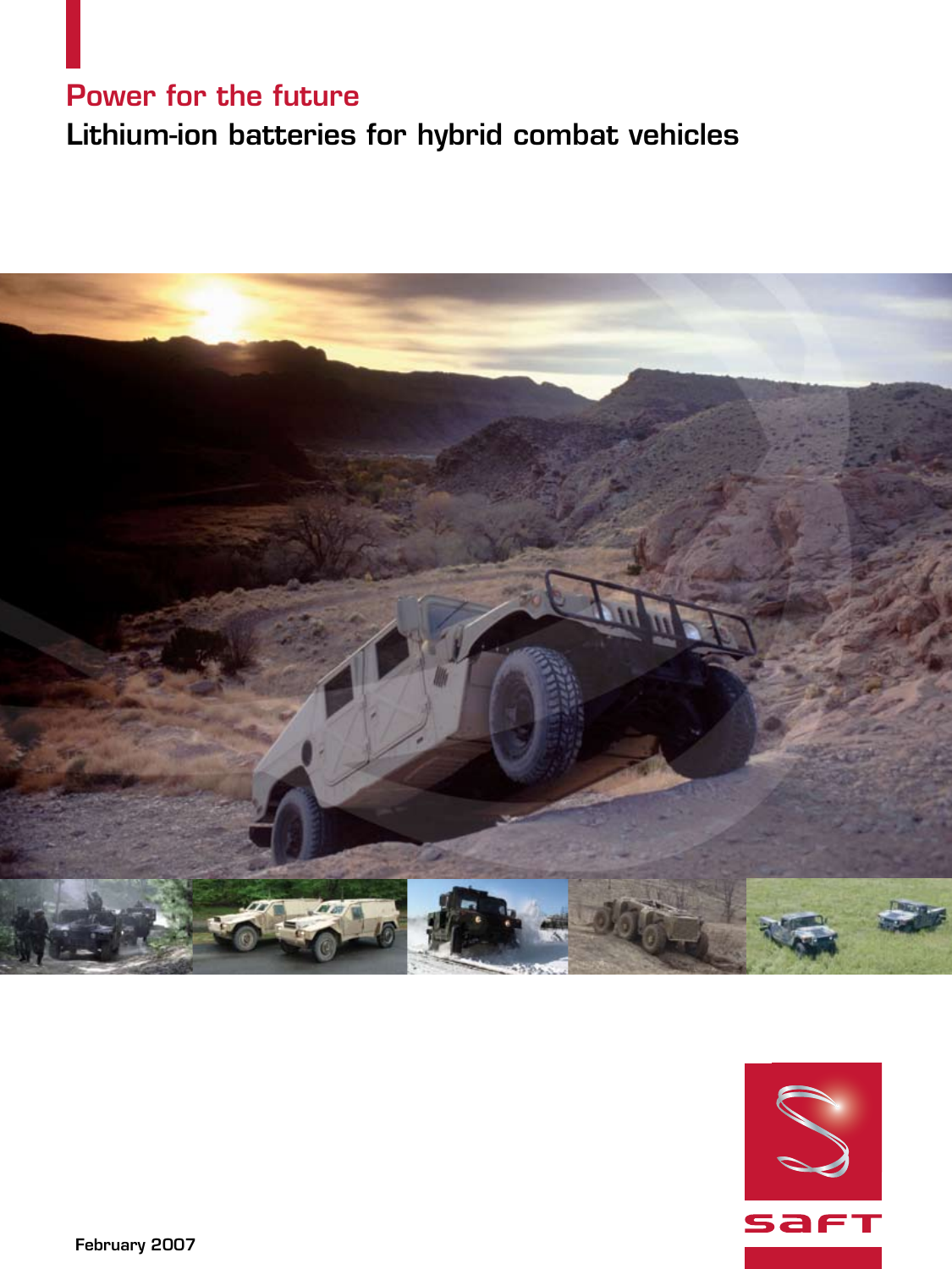## Power for the future

# Lithium-ion batteries for hybrid combat vehicles

February 2007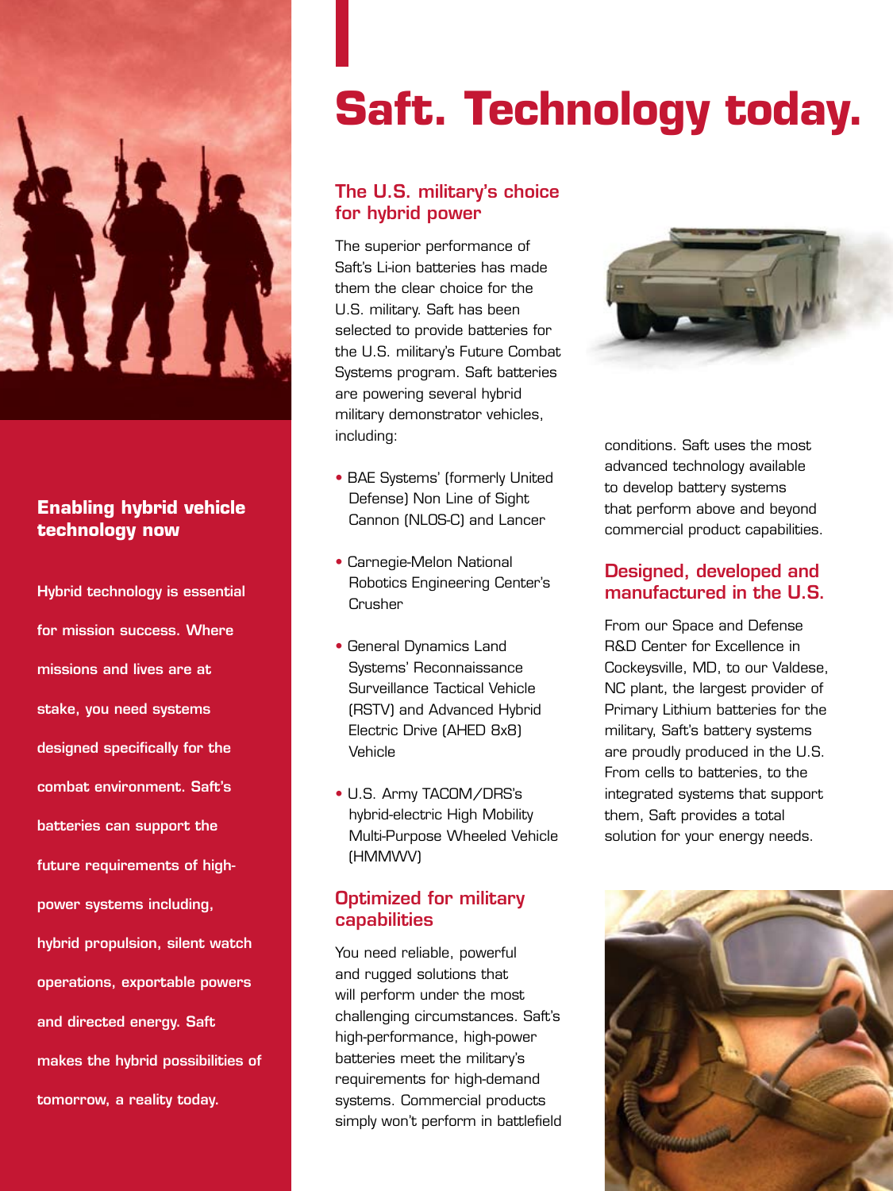# Saft. Technology today.

## Enabling hybrid vehicle technology now

**Hybrid technology is essential for mission success. Where missions and lives are at stake, you need systems designed specifically for the combat environment. Saft's batteries can support the future requirements of high-power systems including, hybrid propulsion, silent watch operations, exportable powers and directed energy. Saft makes the hybrid possibilities of tomorrow, a reality today.**

### The U.S. military's choice for hybrid power

The superior performance of Saft's Li-ion batteries has made them the clear choice for the U.S. military. Saft has been selected to provide batteries for the U.S. military's Future Combat Systems program. Saft batteries are powering several hybrid military demonstrator vehicles, including:

- BAE Systems' (formerly United Defense) Non Line of Sight Cannon (NLOS-C) and Lancer
- Carnegie-Melon National Robotics Engineering Center's Crusher
- General Dynamics Land Systems' Reconnaissance Surveillance Tactical Vehicle (RSTV) and Advanced Hybrid Electric Drive (AHED 8x8) Vehicle
- U.S. Army TACOM/DRS's hybrid-electric High Mobility Multi-Purpose Wheeled Vehicle (HMMWV)

### Optimized for military capabilities

You need reliable, powerful and rugged solutions that will perform under the most challenging circumstances. Saft's high-performance, high-power batteries meet the military's requirements for high-demand systems. Commercial products simply won't perform in battlefield conditions. Saft uses the most advanced technology available to develop battery systems that perform above and beyond commercial product capabilities.

### Designed, developed and manufactured in the U.S.

From our Space and Defense R&D Center for Excellence in Cockeysville, MD, to our Valdese, NC plant, the largest provider of Primary Lithium batteries for the military, Saft's battery systems are proudly produced in the U.S. From cells to batteries, to the integrated systems that support them, Saft provides a total solution for your energy needs.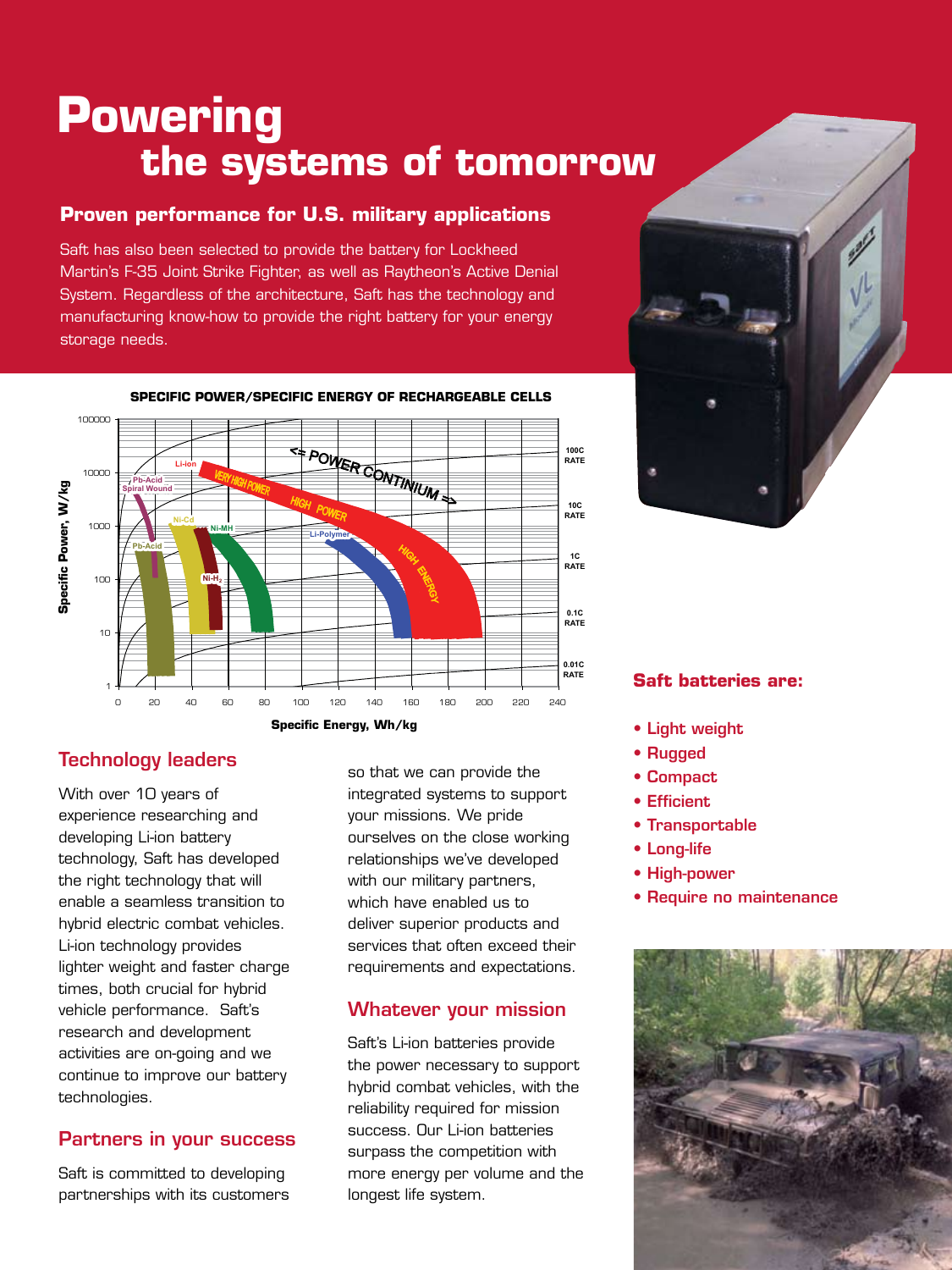# Powering the systems of tomorrow

## Proven performance for U.S. military applications

Saft has also been selected to provide the battery for Lockheed Martin's F-35 Joint Strike Fighter, as well as Raytheon's Active Denial System. Regardless of the architecture, Saft has the technology and manufacturing know-how to provide the right battery for your energy storage needs.

**SPECIFIC POWER/SPECIFIC ENERGY OF RECHARGEABLE CELLS**

## Technology leaders

With over 10 years of experience researching and developing Li-ion battery technology, Saft has developed the right technology that will enable a seamless transition to hybrid electric combat vehicles. Li-ion technology provides lighter weight and faster charge times, both crucial for hybrid vehicle performance. Saft's research and development activities are on-going and we continue to improve our battery technologies.

## Partners in your success

Saft is committed to developing partnerships with its customers so that we can provide the integrated systems to support your missions. We pride ourselves on the close working relationships we've developed with our military partners, which have enabled us to deliver superior products and services that often exceed their requirements and expectations.

## Whatever your mission

Saft's Li-ion batteries provide the power necessary to support hybrid combat vehicles, with the reliability required for mission success. Our Li-ion batteries surpass the competition with more energy per volume and the longest life system.

### Saft batteries are:

- Light weight
- Rugged
- Compact
- Efficient
- Transportable
- Long-life
- High-power
- Require no maintenance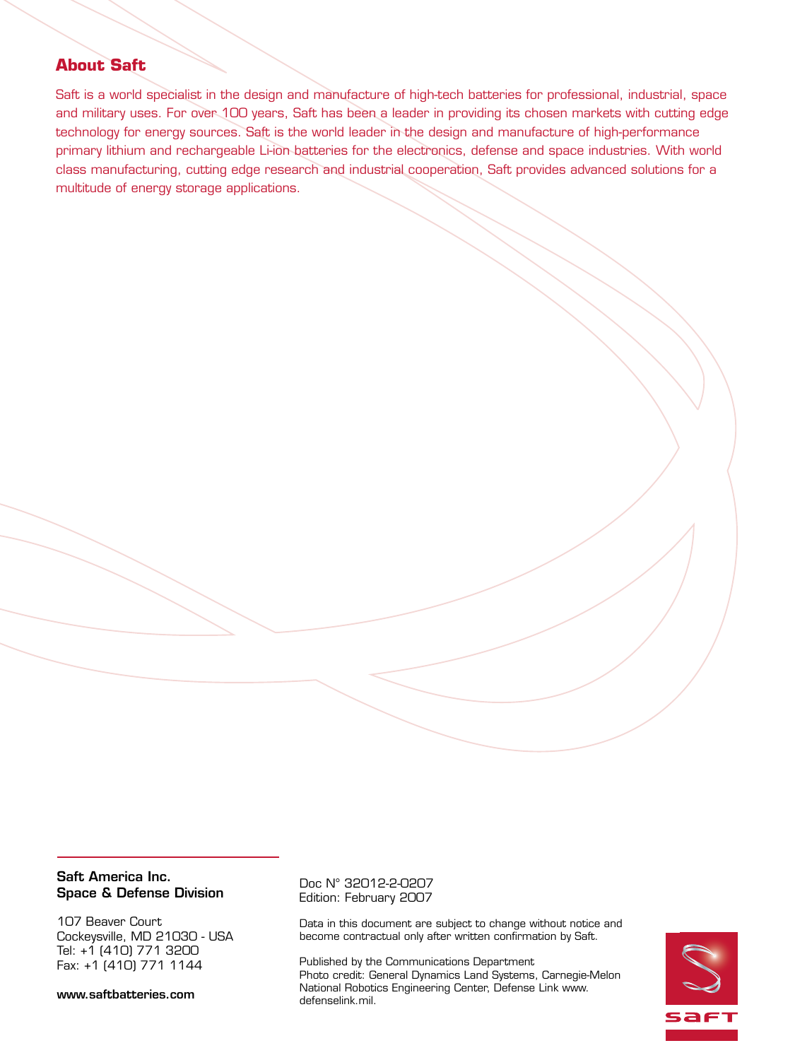## About Saft

Saft is a world specialist in the design and manufacture of high-tech batteries for professional, industrial, space and military uses. For over 100 years, Saft has been a leader in providing its chosen markets with cutting edge technology for energy sources. Saft is the world leader in the design and manufacture of high-performance primary lithium and rechargeable Li-ion batteries for the electronics, defense and space industries. With world class manufacturing, cutting edge research and industrial cooperation, Saft provides advanced solutions for a multitude of energy storage applications.

**Saft America Inc.**
**Space & Defense Division**

107 Beaver Court
Cockeysville, MD 21030 - USA
Tel: +1 (410) 771 3200
Fax: +1 (410) 771 1144

**www.saftbatteries.com**

Doc N° 32012-2-0207
Edition: February 2007

Data in this document are subject to change without notice and become contractual only after written confirmation by Saft.

Published by the Communications Department
Photo credit: General Dynamics Land Systems, Carnegie-Melon National Robotics Engineering Center, Defense Link www.defenselink.mil.

saft